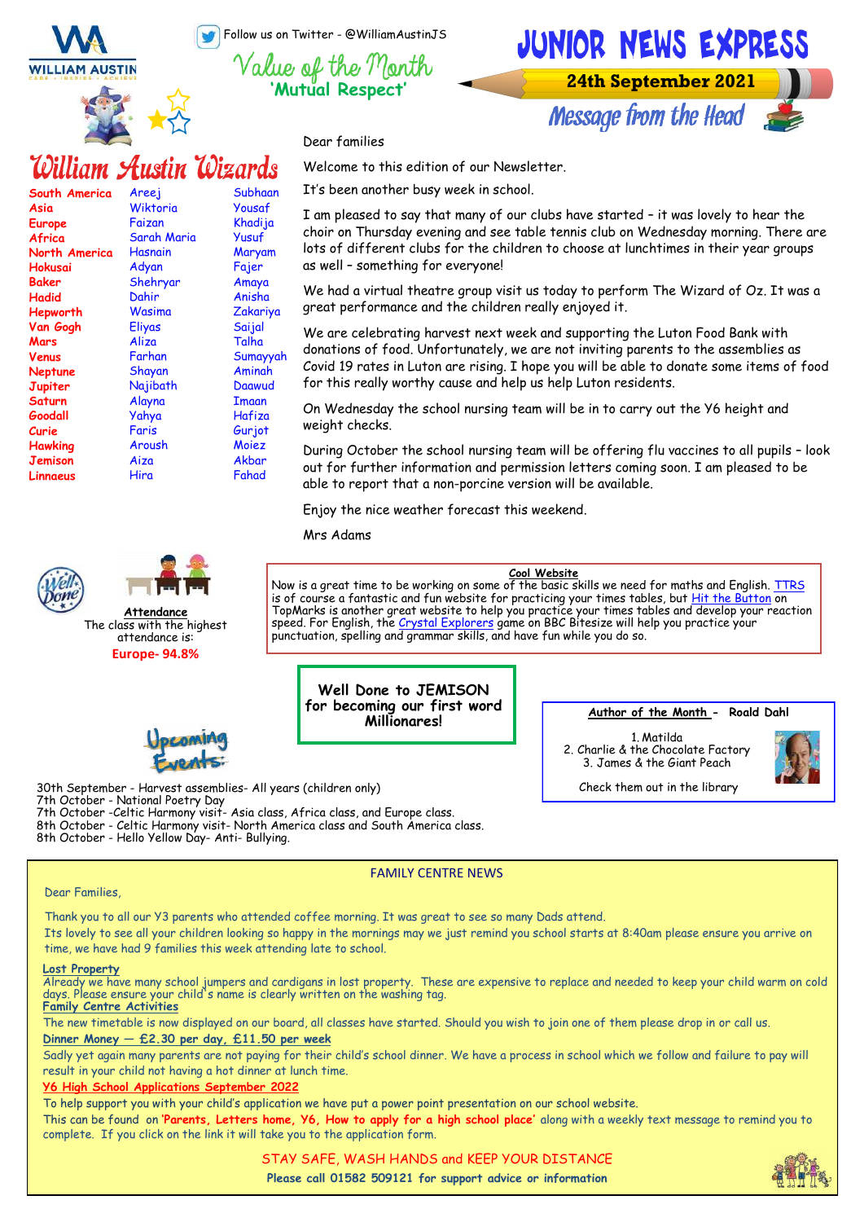Follow us on Twitter - @WilliamAustinJS

# Junior News Express

**24th September 2021**

Value of the Month

**'Mutual Respect'**

## William Austin Wizards

| | | |
|---|---|---|
| **South America** | Areej | Subhaan |
| **Asia** | Wiktoria | Yousaf |
| **Europe** | Faizan | Khadija |
| **Africa** | Sarah Maria | Yusuf |
| **North America** | Hasnain | Maryam |
| **Hokusai** | Adyan | Fajer |
| **Baker** | Shehryar | Amaya |
| **Hadid** | Dahir | Anisha |
| **Hepworth** | Wasima | Zakariya |
| **Van Gogh** | Eliyas | Saijal |
| **Mars** | Aliza | Talha |
| **Venus** | Farhan | Sumayyah |
| **Neptune** | Shayan | Aminah |
| **Jupiter** | Najibath | Daawud |
| **Saturn** | Alayna | Imaan |
| **Goodall** | Yahya | Hafiza |
| **Curie** | Faris | Gurjot |
| **Hawking** | Aroush | Moiez |
| **Jemison** | Aiza | Akbar |
| **Linnaeus** | Hira | Fahad |

## Message from the Head

Dear families

Welcome to this edition of our Newsletter.

It's been another busy week in school.

I am pleased to say that many of our clubs have started – it was lovely to hear the choir on Thursday evening and see table tennis club on Wednesday morning. There are lots of different clubs for the children to choose at lunchtimes in their year groups as well – something for everyone!

We had a virtual theatre group visit us today to perform The Wizard of Oz. It was a great performance and the children really enjoyed it.

We are celebrating harvest next week and supporting the Luton Food Bank with donations of food. Unfortunately, we are not inviting parents to the assemblies as Covid 19 rates in Luton are rising. I hope you will be able to donate some items of food for this really worthy cause and help us help Luton residents.

On Wednesday the school nursing team will be in to carry out the Y6 height and weight checks.

During October the school nursing team will be offering flu vaccines to all pupils – look out for further information and permission letters coming soon. I am pleased to be able to report that a non-porcine version will be available.

Enjoy the nice weather forecast this weekend.

Mrs Adams

**Attendance**

The class with the highest attendance is:

**Europe- 94.8%**

**Cool Website**

Now is a great time to be working on some of the basic skills we need for maths and English. TTRS is of course a fantastic and fun website for practicing your times tables, but Hit the Button on TopMarks is another great website to help you practice your times tables and develop your reaction speed. For English, the Crystal Explorers game on BBC Bitesize will help you practice your punctuation, spelling and grammar skills, and have fun while you do so.

**Well Done to JEMISON for becoming our first word Millionares!**

**Author of the Month - Roald Dahl**

1. Matilda
2. Charlie & the Chocolate Factory
3. James & the Giant Peach

Check them out in the library

## Upcoming Events:

30th September - Harvest assemblies- All years (children only)
7th October - National Poetry Day
7th October -Celtic Harmony visit- Asia class, Africa class, and Europe class.
8th October - Celtic Harmony visit- North America class and South America class.
8th October - Hello Yellow Day- Anti- Bullying.

## FAMILY CENTRE NEWS

Dear Families,

Thank you to all our Y3 parents who attended coffee morning. It was great to see so many Dads attend.

Its lovely to see all your children looking so happy in the mornings may we just remind you school starts at 8:40am please ensure you arrive on time, we have had 9 families this week attending late to school.

**Lost Property**

Already we have many school jumpers and cardigans in lost property. These are expensive to replace and needed to keep your child warm on cold days. Please ensure your child's name is clearly written on the washing tag.

**Family Centre Activities**

The new timetable is now displayed on our board, all classes have started. Should you wish to join one of them please drop in or call us.

**Dinner Money — £2.30 per day, £11.50 per week**

Sadly yet again many parents are not paying for their child's school dinner. We have a process in school which we follow and failure to pay will result in your child not having a hot dinner at lunch time.

**Y6 High School Applications September 2022**

To help support you with your child's application we have put a power point presentation on our school website.

This can be found on **'Parents, Letters home, Y6, How to apply for a high school place'** along with a weekly text message to remind you to complete. If you click on the link it will take you to the application form.

STAY SAFE, WASH HANDS and KEEP YOUR DISTANCE

**Please call 01582 509121 for support advice or information**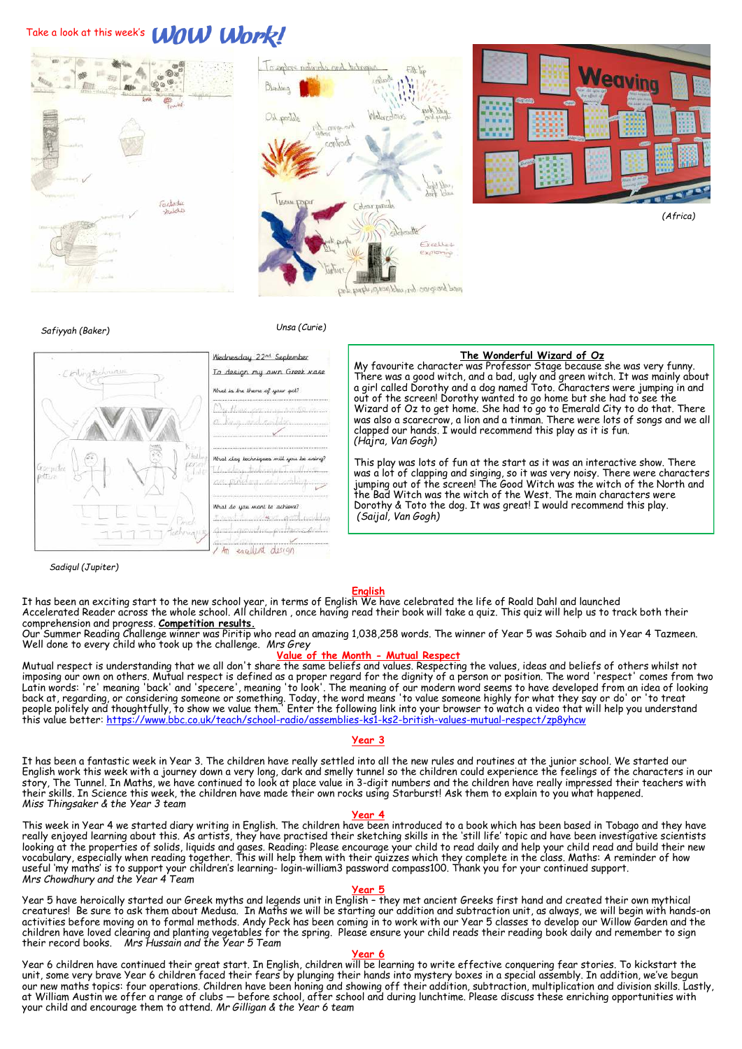Take a look at this week's **WOW Work!**

Safiyyah (Baker)

Unsa (Curie)

(Africa)

Sadiqul (Jupiter)

**The Wonderful Wizard of Oz**

My favourite character was Professor Stage because she was very funny. There was a good witch, and a bad, ugly and green witch. It was mainly about a girl called Dorothy and a dog named Toto. Characters were jumping in and out of the screen! Dorothy wanted to go home but she had to see the Wizard of Oz to get home. She had to go to Emerald City to do that. There was also a scarecrow, a lion and a tinman. There were lots of songs and we all clapped our hands. I would recommend this play as it is fun.
*(Hajra, Van Gogh)*

This play was lots of fun at the start as it was an interactive show. There was a lot of clapping and singing, so it was very noisy. There were characters jumping out of the screen! The Good Witch was the witch of the North and the Bad Witch was the witch of the West. The main characters were Dorothy & Toto the dog. It was great! I would recommend this play.
*(Saijal, Van Gogh)*

## English

It has been an exciting start to the new school year, in terms of English We have celebrated the life of Roald Dahl and launched Accelerated Reader across the whole school. All children , once having read their book will take a quiz. This quiz will help us to track both their comprehension and progress. **Competition results.**
Our Summer Reading Challenge winner was Piritip who read an amazing 1,038,258 words. The winner of Year 5 was Sohaib and in Year 4 Tazmeen. Well done to every child who took up the challenge. *Mrs Grey*

## Value of the Month - Mutual Respect

Mutual respect is understanding that we all don't share the same beliefs and values. Respecting the values, ideas and beliefs of others whilst not imposing our own on others. Mutual respect is defined as a proper regard for the dignity of a person or position. The word 'respect' comes from two Latin words: 're' meaning 'back' and 'specere', meaning 'to look'. The meaning of our modern word seems to have developed from an idea of looking back at, regarding, or considering someone or something. Today, the word means 'to value someone highly for what they say or do' or 'to treat people politely and thoughtfully, to show we value them.' Enter the following link into your browser to watch a video that will help you understand this value better: https://www.bbc.co.uk/teach/school-radio/assemblies-ks1-ks2-british-values-mutual-respect/zp8yhcw

## Year 3

It has been a fantastic week in Year 3. The children have really settled into all the new rules and routines at the junior school. We started our English work this week with a journey down a very long, dark and smelly tunnel so the children could experience the feelings of the characters in our story, The Tunnel. In Maths, we have continued to look at place value in 3-digit numbers and the children have really impressed their teachers with their skills. In Science this week, the children have made their own rocks using Starburst! Ask them to explain to you what happened.
*Miss Thingsaker & the Year 3 team*

## Year 4

This week in Year 4 we started diary writing in English. The children have been introduced to a book which has been based in Tobago and they have really enjoyed learning about this. As artists, they have practised their sketching skills in the 'still life' topic and have been investigative scientists looking at the properties of solids, liquids and gases. Reading: Please encourage your child to read daily and help your child read and build their new vocabulary, especially when reading together. This will help them with their quizzes which they complete in the class. Maths: A reminder of how useful 'my maths' is to support your children's learning- login-william3 password compass100. Thank you for your continued support.
*Mrs Chowdhury and the Year 4 Team*

## Year 5

Year 5 have heroically started our Greek myths and legends unit in English – they met ancient Greeks first hand and created their own mythical creatures! Be sure to ask them about Medusa. In Maths we will be starting our addition and subtraction unit, as always, we will begin with hands-on activities before moving on to formal methods. Andy Peck has been coming in to work with our Year 5 classes to develop our Willow Garden and the children have loved clearing and planting vegetables for the spring. Please ensure your child reads their reading book daily and remember to sign their record books. *Mrs Hussain and the Year 5 Team*

## Year 6

Year 6 children have continued their great start. In English, children will be learning to write effective conquering fear stories. To kickstart the unit, some very brave Year 6 children faced their fears by plunging their hands into mystery boxes in a special assembly. In addition, we've begun our new maths topics: four operations. Children have been honing and showing off their addition, subtraction, multiplication and division skills. Lastly, at William Austin we offer a range of clubs — before school, after school and during lunchtime. Please discuss these enriching opportunities with your child and encourage them to attend. *Mr Gilligan & the Year 6 team*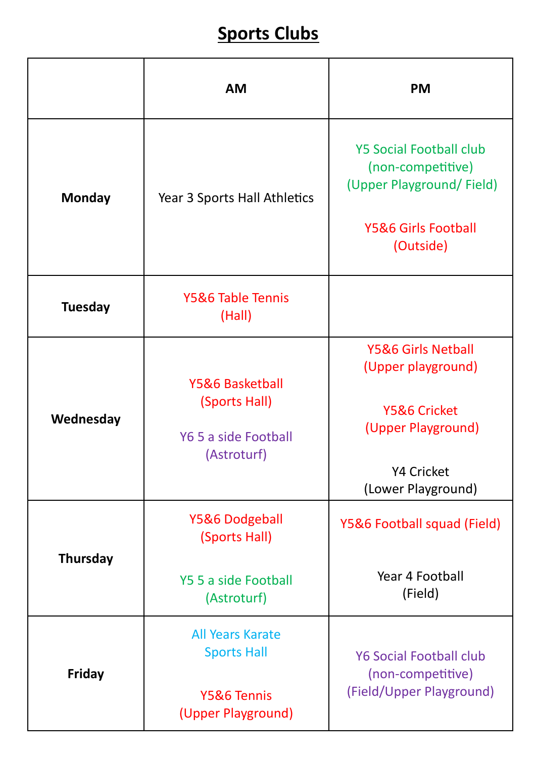# Sports Clubs

| | AM | PM |
|---|---|---|
| **Monday** | Year 3 Sports Hall Athletics | Y5 Social Football club (non-competitive) (Upper Playground/ Field)<br><br>Y5&6 Girls Football (Outside) |
| **Tuesday** | Y5&6 Table Tennis (Hall) | |
| **Wednesday** | Y5&6 Basketball (Sports Hall)<br><br>Y6 5 a side Football (Astroturf) | Y5&6 Girls Netball (Upper playground)<br><br>Y5&6 Cricket (Upper Playground)<br><br>Y4 Cricket (Lower Playground) |
| **Thursday** | Y5&6 Dodgeball (Sports Hall)<br><br>Y5 5 a side Football (Astroturf) | Y5&6 Football squad (Field)<br><br>Year 4 Football (Field) |
| **Friday** | All Years Karate Sports Hall<br><br>Y5&6 Tennis (Upper Playground) | Y6 Social Football club (non-competitive) (Field/Upper Playground) |